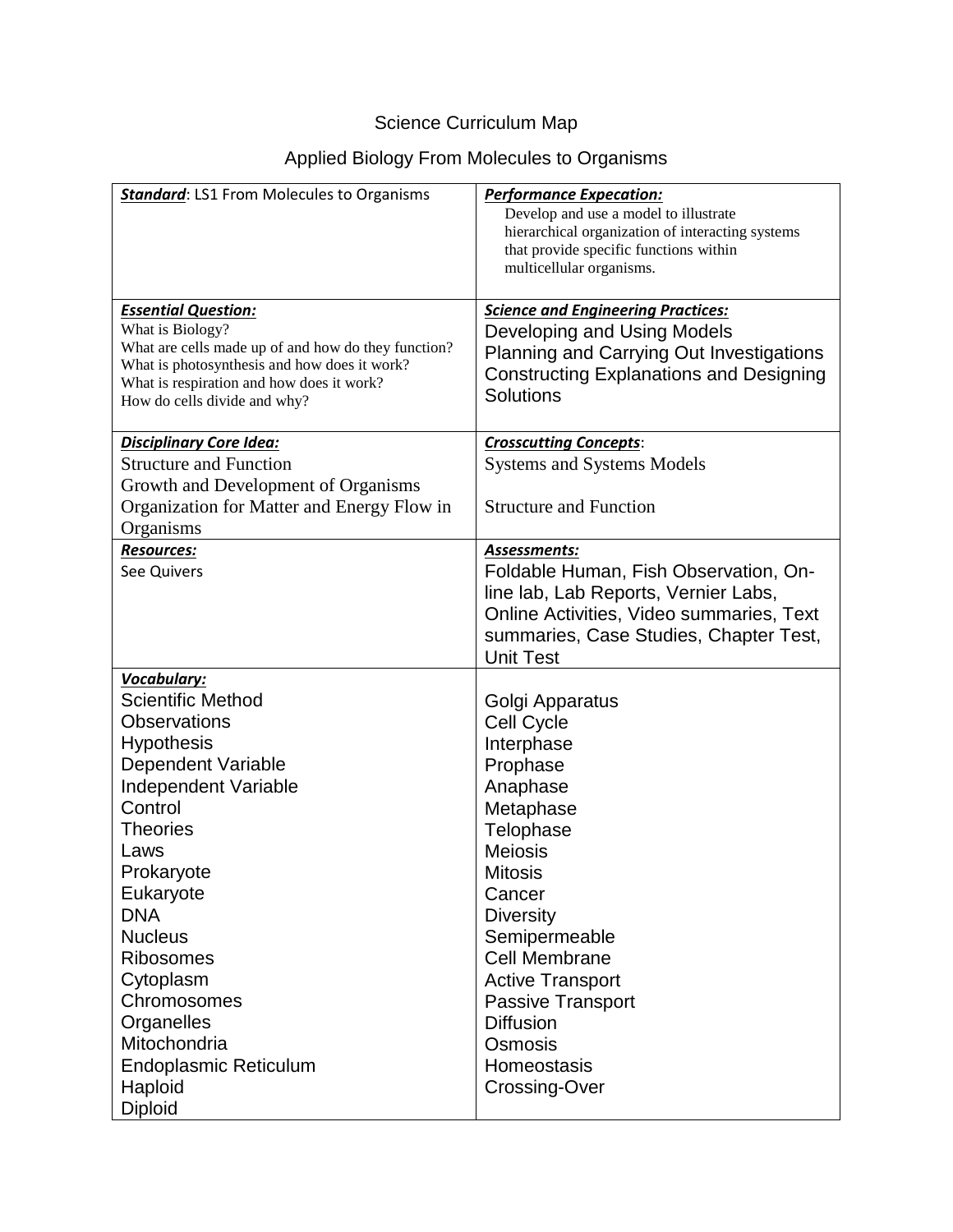Science Curriculum Map

Applied Biology From Molecules to Organisms

| | |
|---|---|
| ***Standard***: LS1 From Molecules to Organisms | ***Performance Expecation:***<br>Develop and use a model to illustrate hierarchical organization of interacting systems that provide specific functions within multicellular organisms. |
| ***Essential Question:***<br>What is Biology?<br>What are cells made up of and how do they function?<br>What is photosynthesis and how does it work?<br>What is respiration and how does it work?<br>How do cells divide and why? | ***Science and Engineering Practices:***<br>Developing and Using Models<br>Planning and Carrying Out Investigations<br>Constructing Explanations and Designing Solutions |
| ***Disciplinary Core Idea:***<br>Structure and Function<br>Growth and Development of Organisms<br>Organization for Matter and Energy Flow in Organisms | ***Crosscutting Concepts***:<br>Systems and Systems Models<br><br>Structure and Function |
| ***Resources:***<br>See Quivers | ***Assessments:***<br>Foldable Human, Fish Observation, On-line lab, Lab Reports, Vernier Labs, Online Activities, Video summaries, Text summaries, Case Studies, Chapter Test, Unit Test |
| ***Vocabulary:***<br>Scientific Method<br>Observations<br>Hypothesis<br>Dependent Variable<br>Independent Variable<br>Control<br>Theories<br>Laws<br>Prokaryote<br>Eukaryote<br>DNA<br>Nucleus<br>Ribosomes<br>Cytoplasm<br>Chromosomes<br>Organelles<br>Mitochondria<br>Endoplasmic Reticulum<br>Haploid<br>Diploid | <br>Golgi Apparatus<br>Cell Cycle<br>Interphase<br>Prophase<br>Anaphase<br>Metaphase<br>Telophase<br>Meiosis<br>Mitosis<br>Cancer<br>Diversity<br>Semipermeable<br>Cell Membrane<br>Active Transport<br>Passive Transport<br>Diffusion<br>Osmosis<br>Homeostasis<br>Crossing-Over |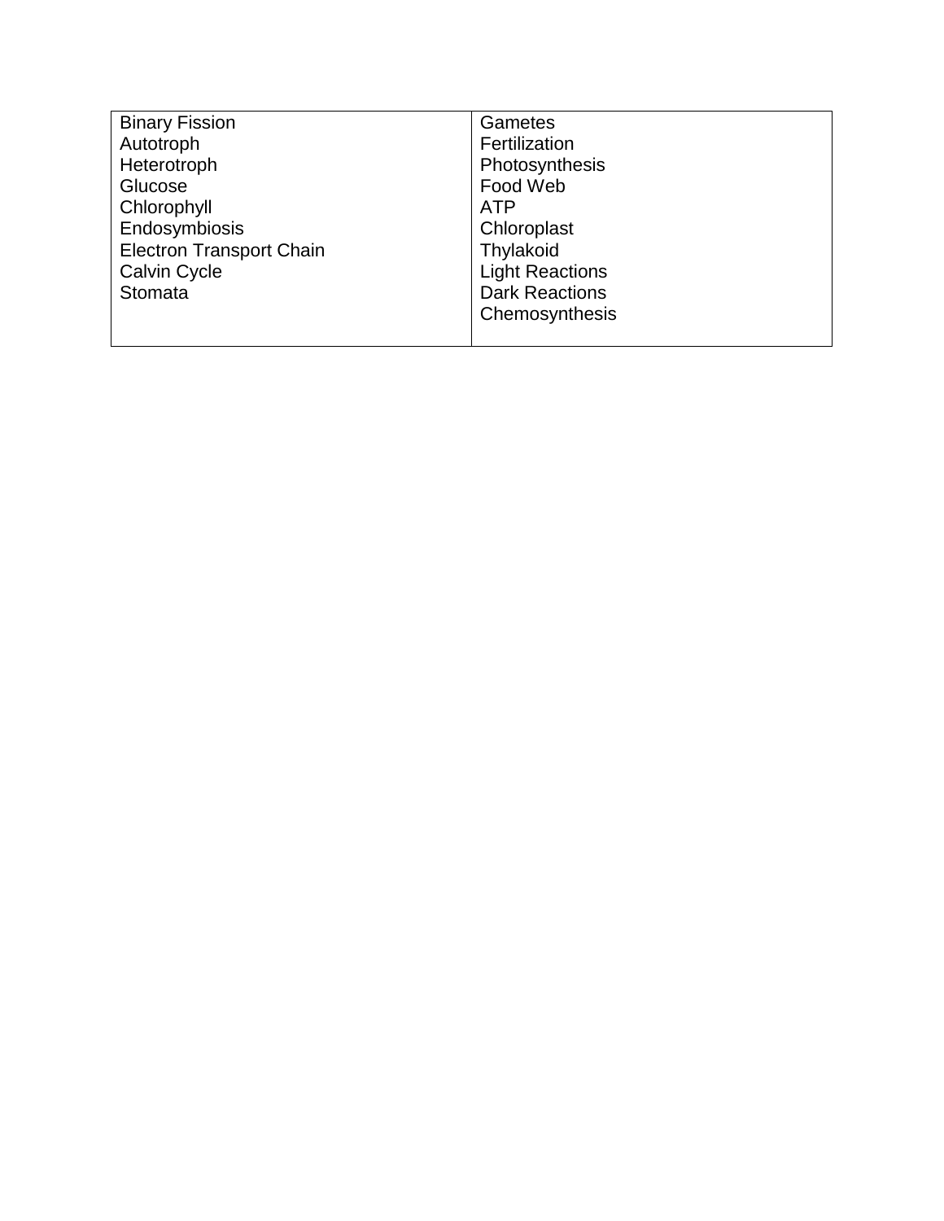| | |
|---|---|
| Binary Fission<br>Autotroph<br>Heterotroph<br>Glucose<br>Chlorophyll<br>Endosymbiosis<br>Electron Transport Chain<br>Calvin Cycle<br>Stomata | Gametes<br>Fertilization<br>Photosynthesis<br>Food Web<br>ATP<br>Chloroplast<br>Thylakoid<br>Light Reactions<br>Dark Reactions<br>Chemosynthesis |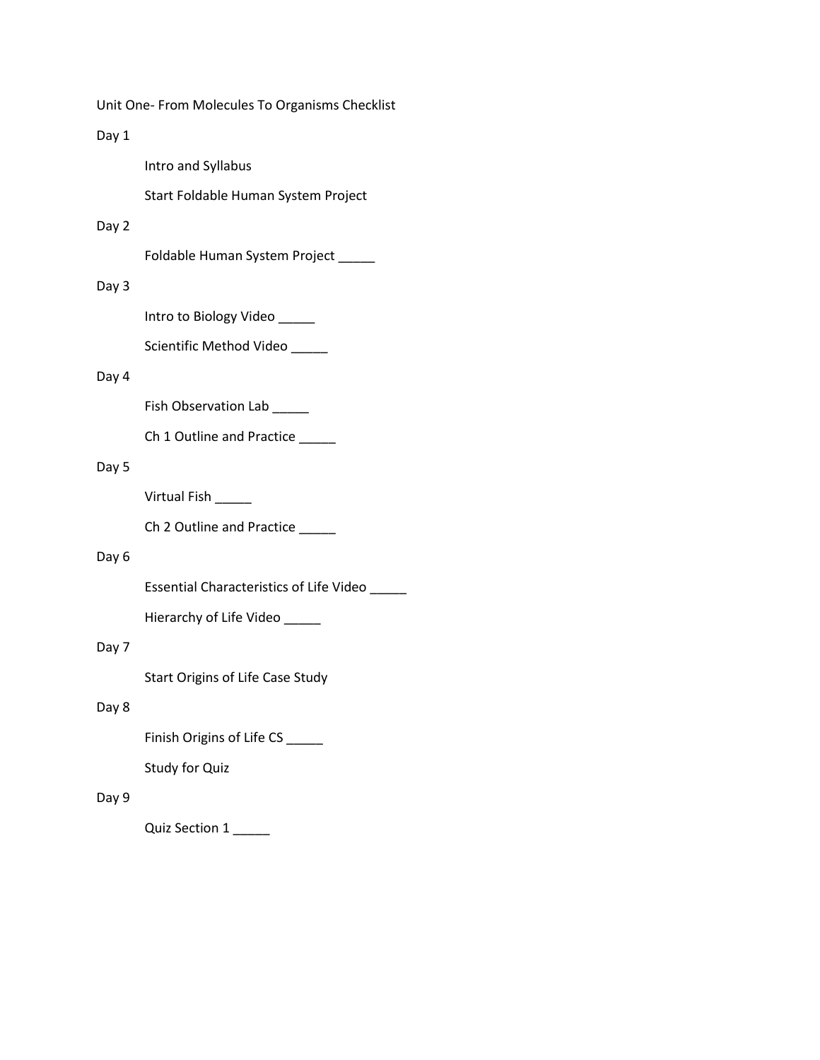Unit One- From Molecules To Organisms Checklist

Day 1

- Intro and Syllabus
- Start Foldable Human System Project

Day 2

- Foldable Human System Project _____

Day 3

- Intro to Biology Video _____
- Scientific Method Video _____

Day 4

- Fish Observation Lab _____
- Ch 1 Outline and Practice _____

Day 5

- Virtual Fish _____
- Ch 2 Outline and Practice _____

Day 6

- Essential Characteristics of Life Video _____
- Hierarchy of Life Video _____

Day 7

- Start Origins of Life Case Study

Day 8

- Finish Origins of Life CS _____
- Study for Quiz

Day 9

- Quiz Section 1 _____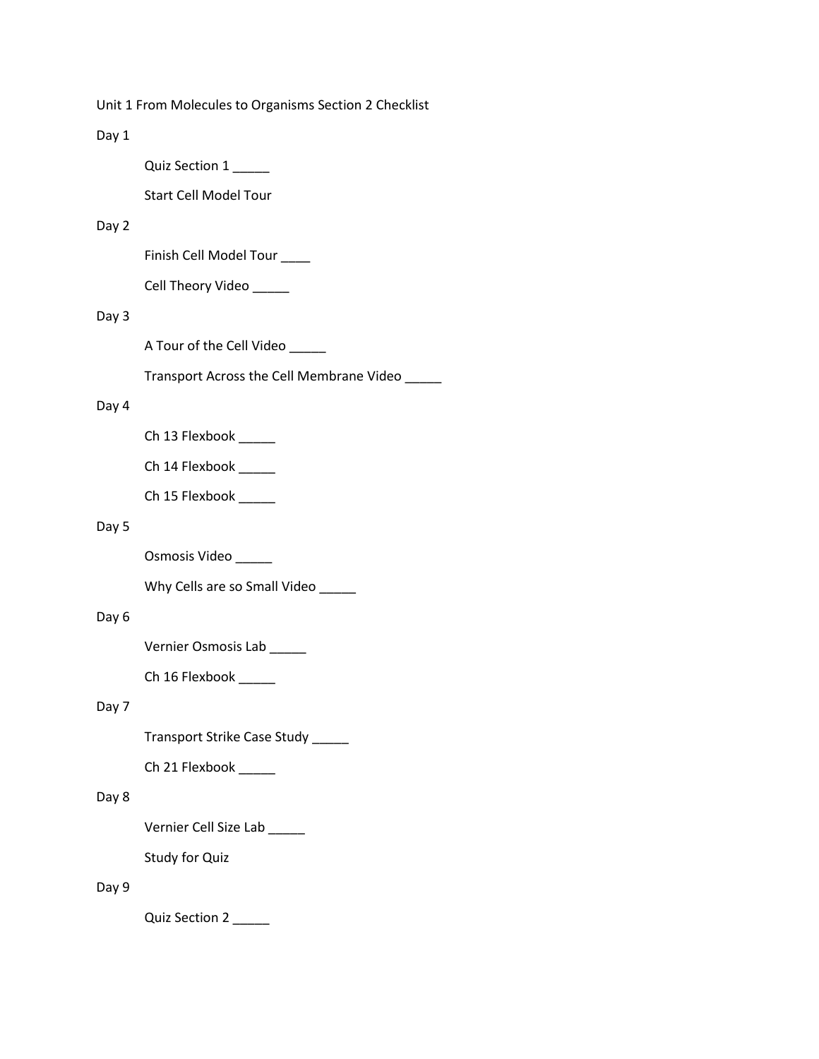Unit 1 From Molecules to Organisms Section 2 Checklist

Day 1

- Quiz Section 1 _____
- Start Cell Model Tour

Day 2

- Finish Cell Model Tour ____
- Cell Theory Video _____

Day 3

- A Tour of the Cell Video _____
- Transport Across the Cell Membrane Video _____

Day 4

- Ch 13 Flexbook _____
- Ch 14 Flexbook _____
- Ch 15 Flexbook _____

Day 5

- Osmosis Video _____
- Why Cells are so Small Video _____

Day 6

- Vernier Osmosis Lab _____
- Ch 16 Flexbook _____

Day 7

- Transport Strike Case Study _____
- Ch 21 Flexbook _____

Day 8

- Vernier Cell Size Lab _____
- Study for Quiz

Day 9

- Quiz Section 2 _____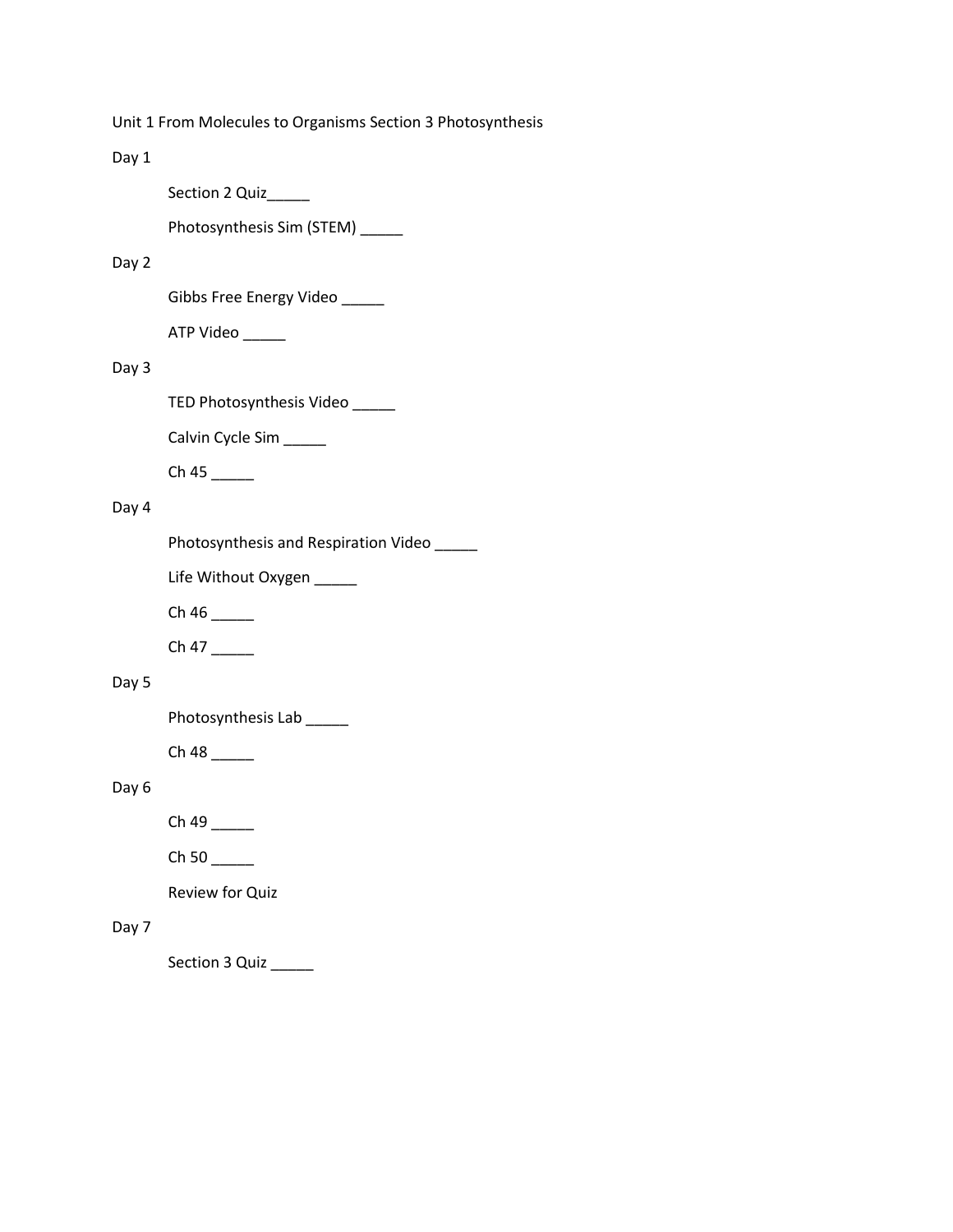Unit 1 From Molecules to Organisms Section 3 Photosynthesis

Day 1

Section 2 Quiz_____

Photosynthesis Sim (STEM) _____

Day 2

Gibbs Free Energy Video _____

ATP Video _____

Day 3

TED Photosynthesis Video _____

Calvin Cycle Sim _____

Ch 45 _____

Day 4

Photosynthesis and Respiration Video _____

Life Without Oxygen _____

Ch 46 _____

Ch 47 _____

Day 5

Photosynthesis Lab _____

Ch 48 _____

Day 6

Ch 49 _____

Ch 50 _____

Review for Quiz

Day 7

Section 3 Quiz _____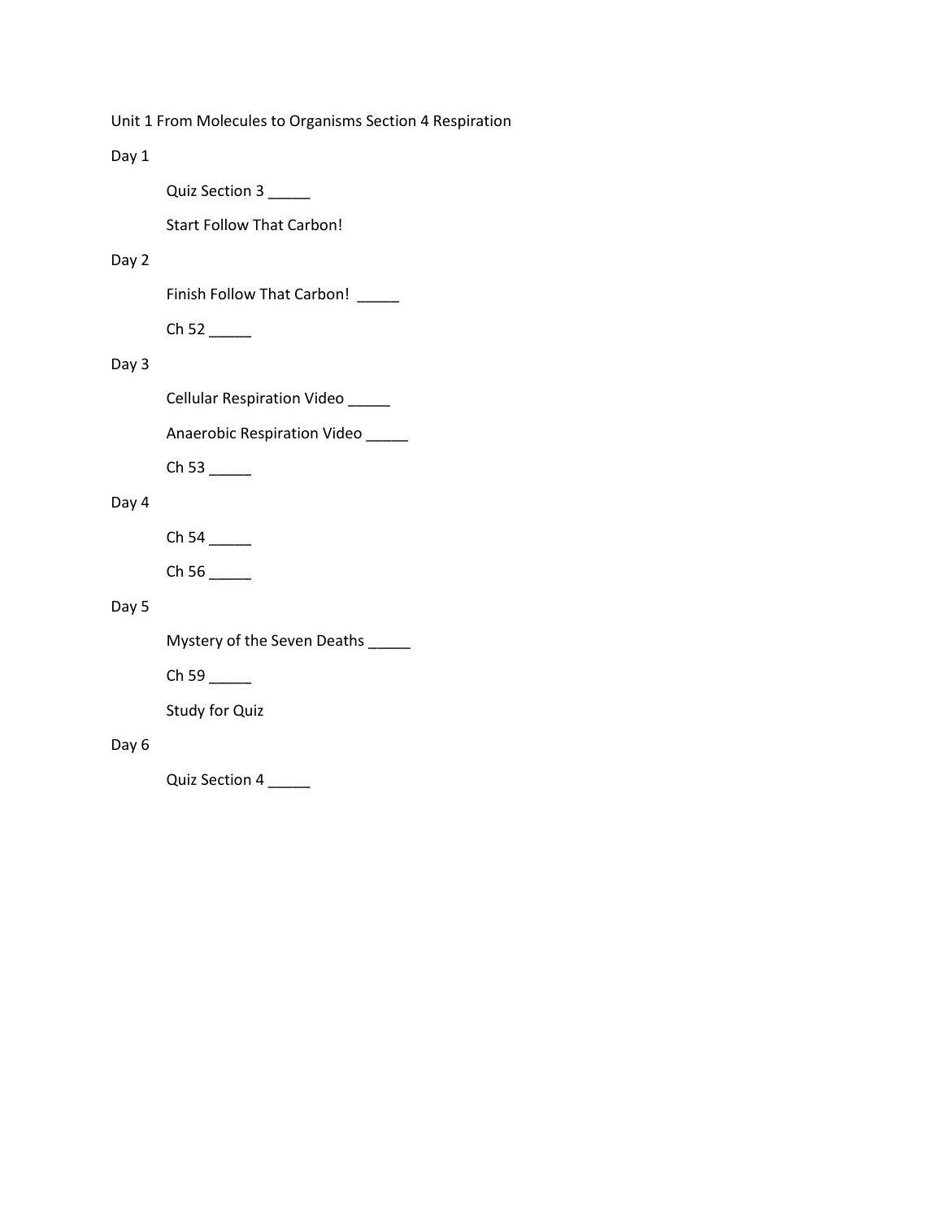Unit 1 From Molecules to Organisms Section 4 Respiration

Day 1

Quiz Section 3 _____

Start Follow That Carbon!

Day 2

Finish Follow That Carbon! _____

Ch 52 _____

Day 3

Cellular Respiration Video _____

Anaerobic Respiration Video _____

Ch 53 _____

Day 4

Ch 54 _____

Ch 56 _____

Day 5

Mystery of the Seven Deaths _____

Ch 59 _____

Study for Quiz

Day 6

Quiz Section 4 _____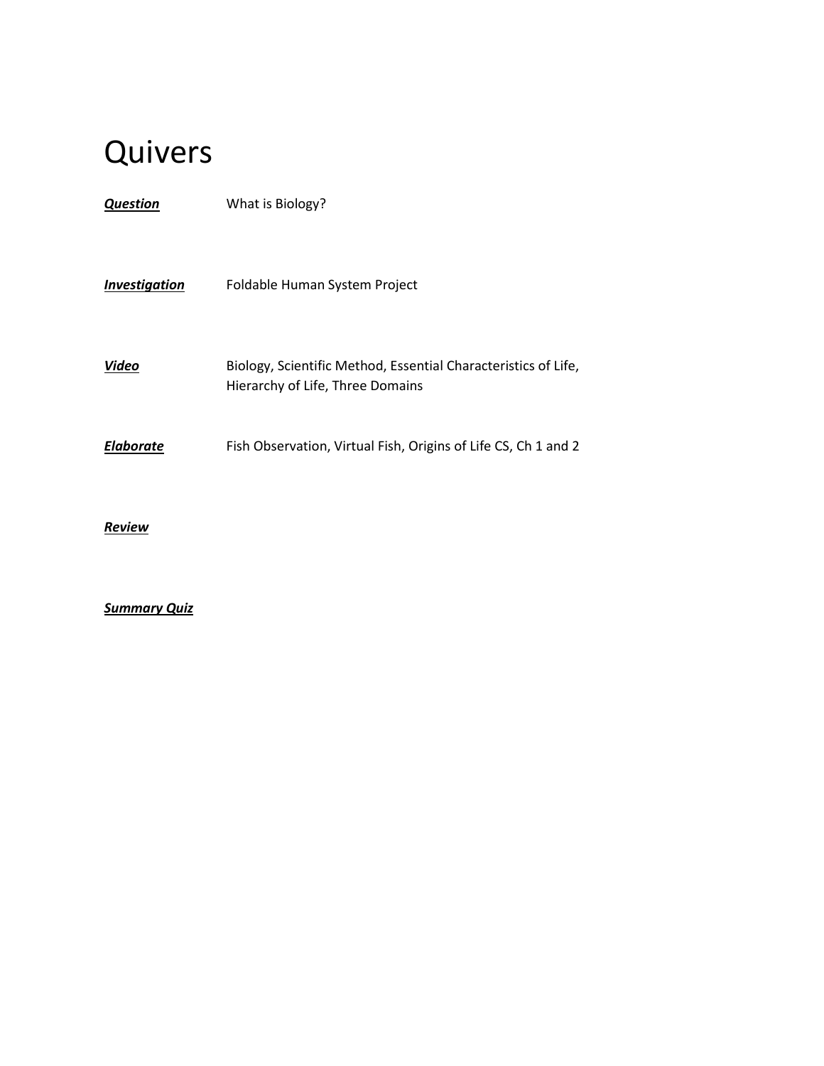# Quivers

***Question*** What is Biology?

***Investigation*** Foldable Human System Project

***Video*** Biology, Scientific Method, Essential Characteristics of Life, Hierarchy of Life, Three Domains

***Elaborate*** Fish Observation, Virtual Fish, Origins of Life CS, Ch 1 and 2

***Review***

***Summary Quiz***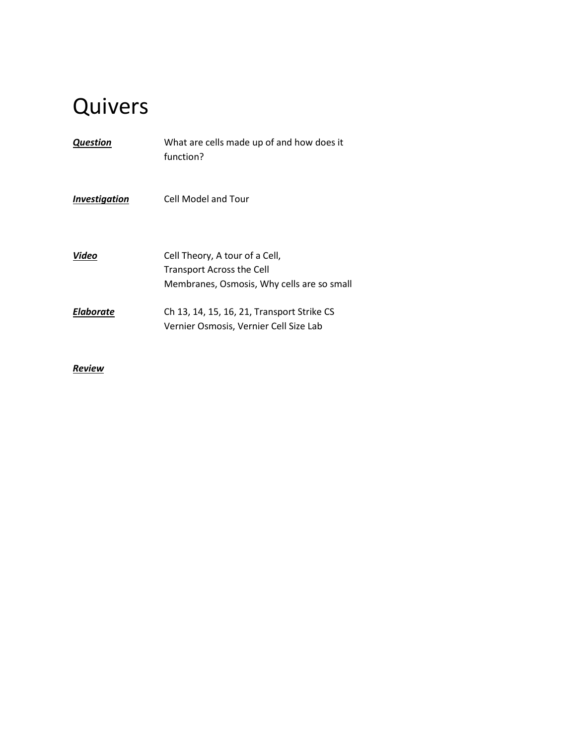# Quivers

| | |
|---|---|
| ***Question*** | What are cells made up of and how does it function? |
| ***Investigation*** | Cell Model and Tour |
| ***Video*** | Cell Theory, A tour of a Cell, Transport Across the Cell Membranes, Osmosis, Why cells are so small |
| ***Elaborate*** | Ch 13, 14, 15, 16, 21, Transport Strike CS Vernier Osmosis, Vernier Cell Size Lab |
| ***Review*** | |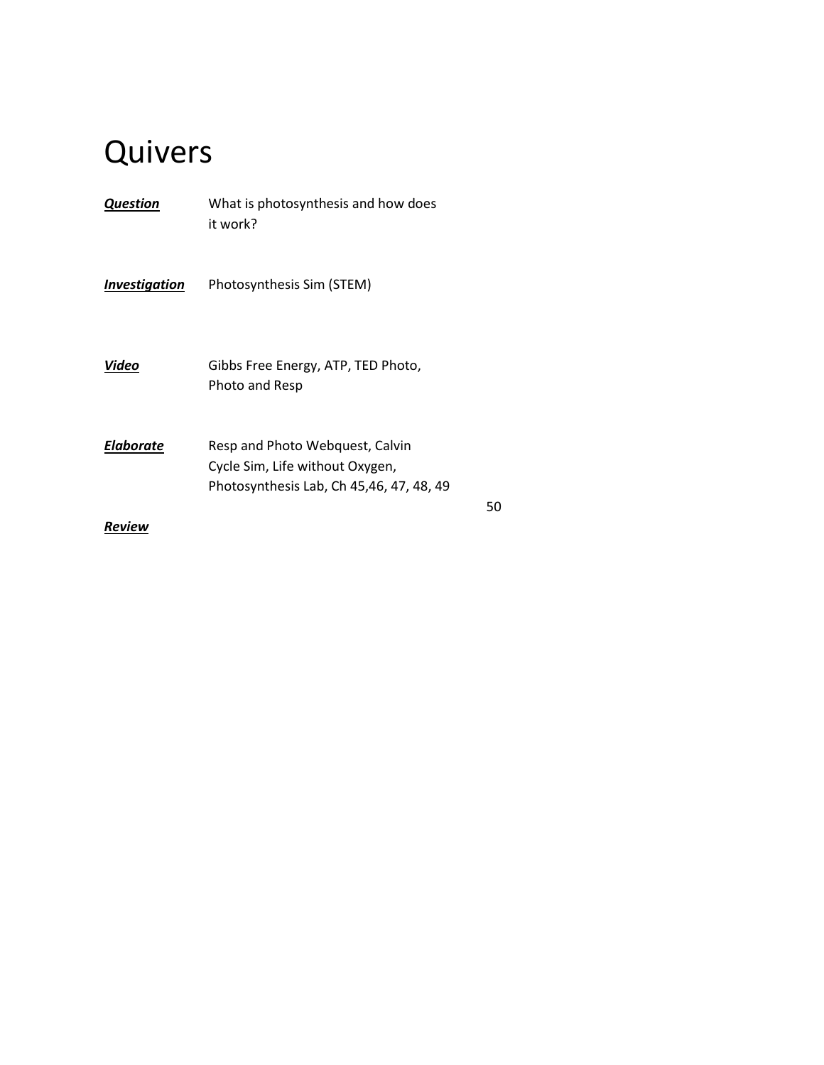# Quivers

***Question*** What is photosynthesis and how does it work?

***Investigation*** Photosynthesis Sim (STEM)

***Video*** Gibbs Free Energy, ATP, TED Photo, Photo and Resp

***Elaborate*** Resp and Photo Webquest, Calvin Cycle Sim, Life without Oxygen, Photosynthesis Lab, Ch 45,46, 47, 48, 49 50

***Review***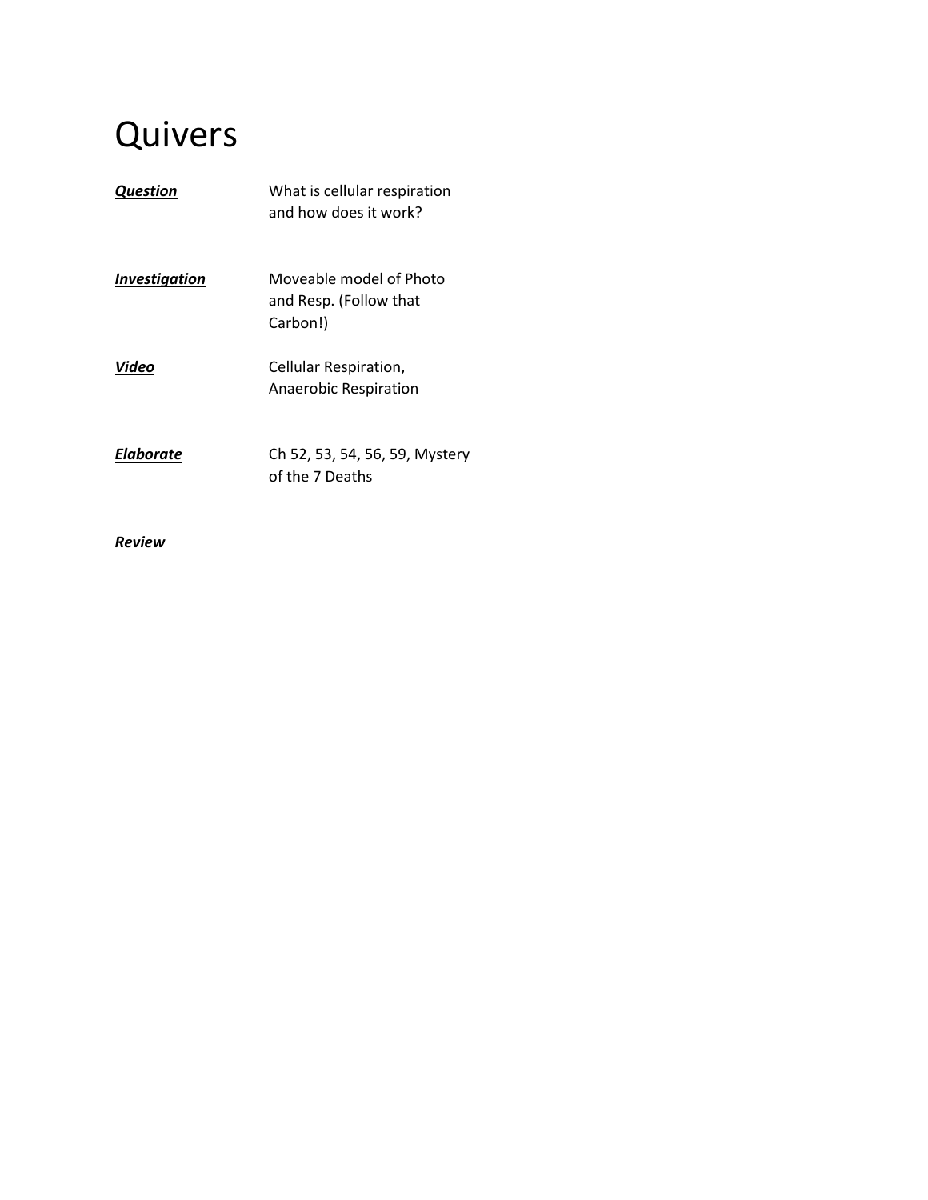# Quivers

| | |
|---|---|
| ***Question*** | What is cellular respiration and how does it work? |
| ***Investigation*** | Moveable model of Photo and Resp. (Follow that Carbon!) |
| ***Video*** | Cellular Respiration, Anaerobic Respiration |
| ***Elaborate*** | Ch 52, 53, 54, 56, 59, Mystery of the 7 Deaths |
| ***Review*** | |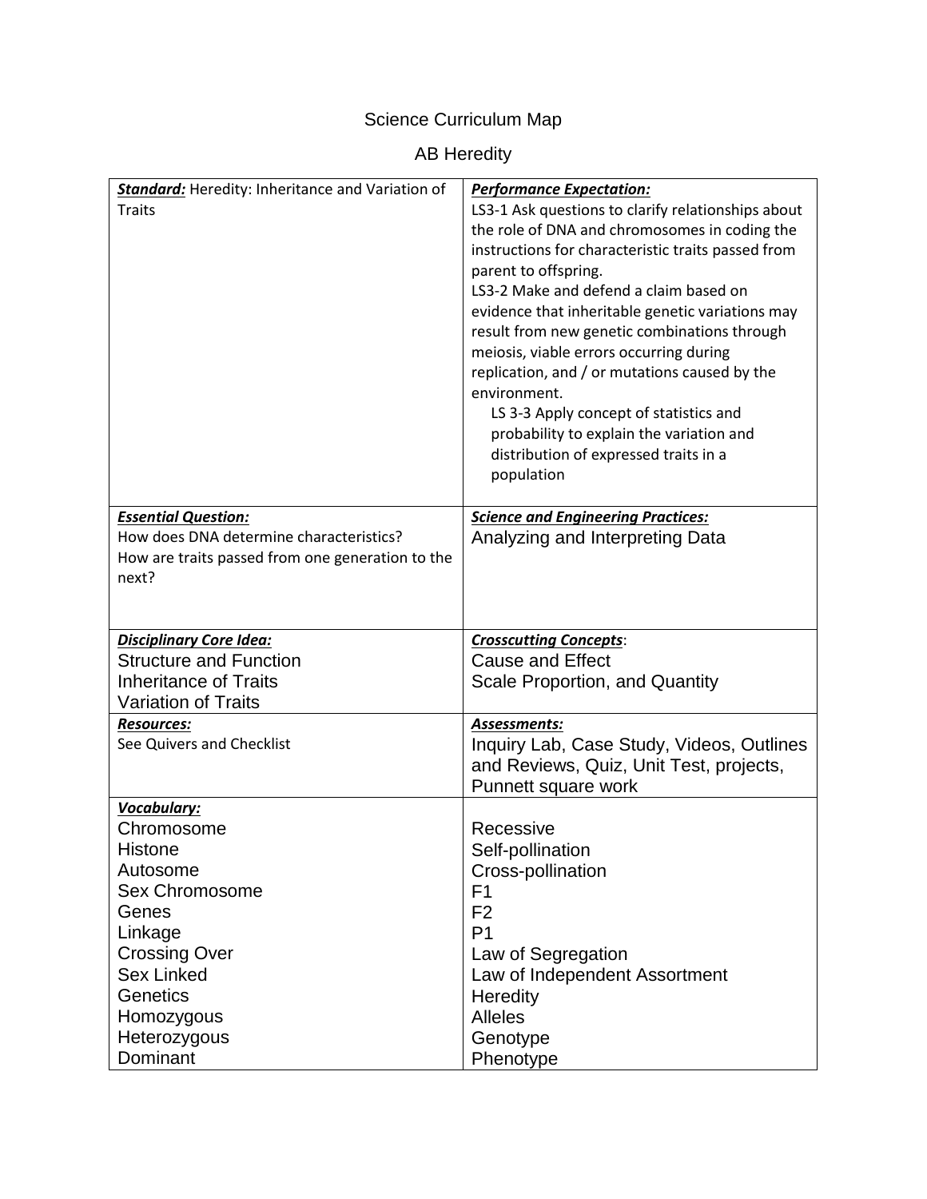Science Curriculum Map

AB Heredity

| | |
|---|---|
| ***Standard:*** Heredity: Inheritance and Variation of Traits | ***Performance Expectation:***<br>LS3-1 Ask questions to clarify relationships about the role of DNA and chromosomes in coding the instructions for characteristic traits passed from parent to offspring.<br>LS3-2 Make and defend a claim based on evidence that inheritable genetic variations may result from new genetic combinations through meiosis, viable errors occurring during replication, and / or mutations caused by the environment.<br>LS 3-3 Apply concept of statistics and probability to explain the variation and distribution of expressed traits in a population |
| ***Essential Question:***<br>How does DNA determine characteristics?<br>How are traits passed from one generation to the next? | ***Science and Engineering Practices:***<br>Analyzing and Interpreting Data |
| ***Disciplinary Core Idea:***<br>Structure and Function<br>Inheritance of Traits<br>Variation of Traits | ***Crosscutting Concepts***:<br>Cause and Effect<br>Scale Proportion, and Quantity |
| ***Resources:***<br>See Quivers and Checklist | ***Assessments:***<br>Inquiry Lab, Case Study, Videos, Outlines and Reviews, Quiz, Unit Test, projects, Punnett square work |
| ***Vocabulary:***<br>Chromosome<br>Histone<br>Autosome<br>Sex Chromosome<br>Genes<br>Linkage<br>Crossing Over<br>Sex Linked<br>Genetics<br>Homozygous<br>Heterozygous<br>Dominant | <br>Recessive<br>Self-pollination<br>Cross-pollination<br>F1<br>F2<br>P1<br>Law of Segregation<br>Law of Independent Assortment<br>Heredity<br>Alleles<br>Genotype<br>Phenotype |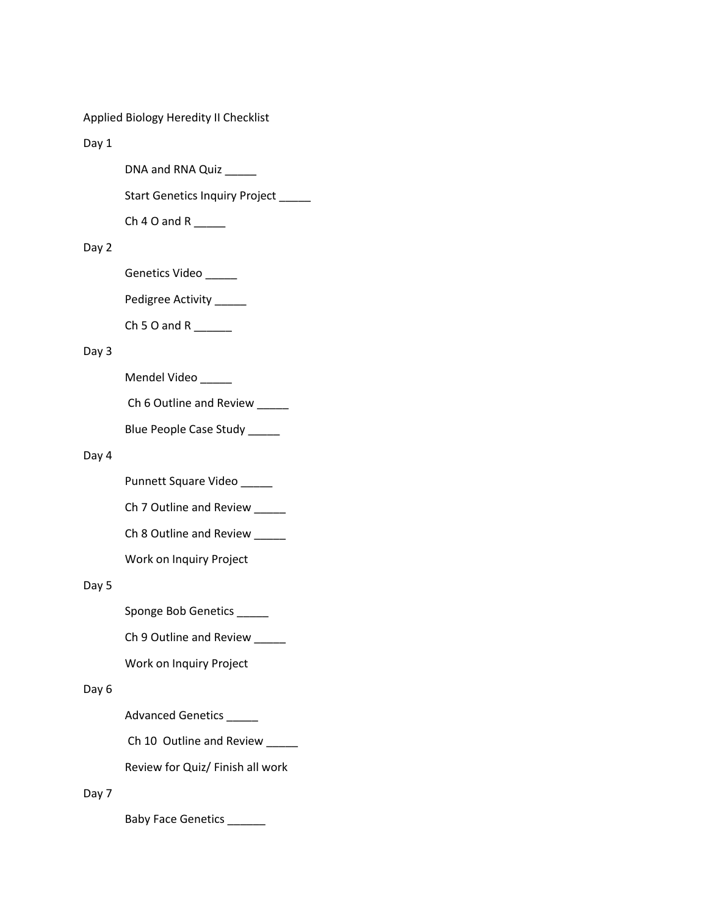Applied Biology Heredity II Checklist

Day 1

DNA and RNA Quiz _____

Start Genetics Inquiry Project _____

Ch 4 O and R _____

Day 2

Genetics Video _____

Pedigree Activity _____

Ch 5 O and R ______

Day 3

Mendel Video _____

Ch 6 Outline and Review _____

Blue People Case Study _____

Day 4

Punnett Square Video _____

Ch 7 Outline and Review _____

Ch 8 Outline and Review _____

Work on Inquiry Project

Day 5

Sponge Bob Genetics _____

Ch 9 Outline and Review _____

Work on Inquiry Project

Day 6

Advanced Genetics _____

Ch 10 Outline and Review _____

Review for Quiz/ Finish all work

Day 7

Baby Face Genetics ______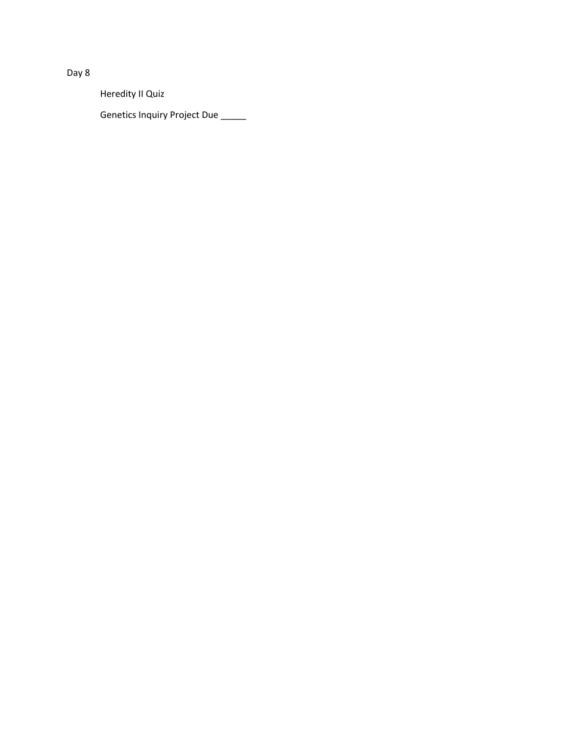Day 8

Heredity II Quiz

Genetics Inquiry Project Due _____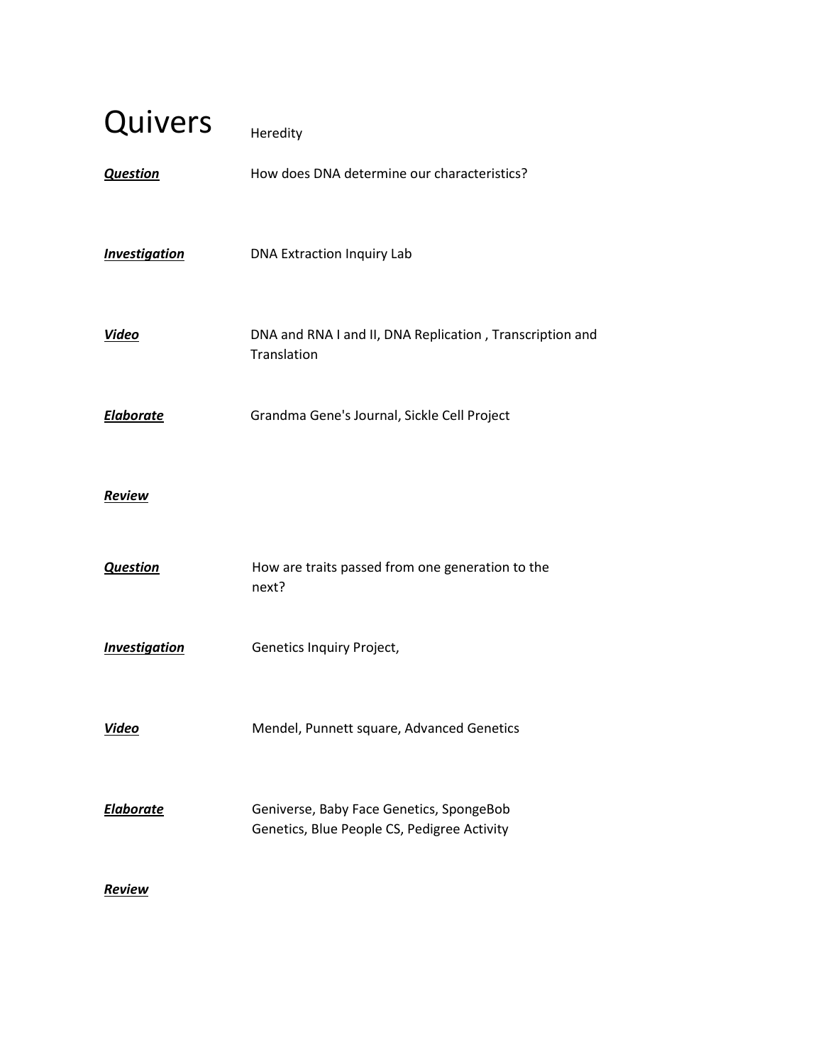# Quivers

Heredity

***Question*** How does DNA determine our characteristics?

***Investigation*** DNA Extraction Inquiry Lab

***Video*** DNA and RNA I and II, DNA Replication , Transcription and Translation

***Elaborate*** Grandma Gene's Journal, Sickle Cell Project

***Review***

***Question*** How are traits passed from one generation to the next?

***Investigation*** Genetics Inquiry Project,

***Video*** Mendel, Punnett square, Advanced Genetics

***Elaborate*** Geniverse, Baby Face Genetics, SpongeBob Genetics, Blue People CS, Pedigree Activity

***Review***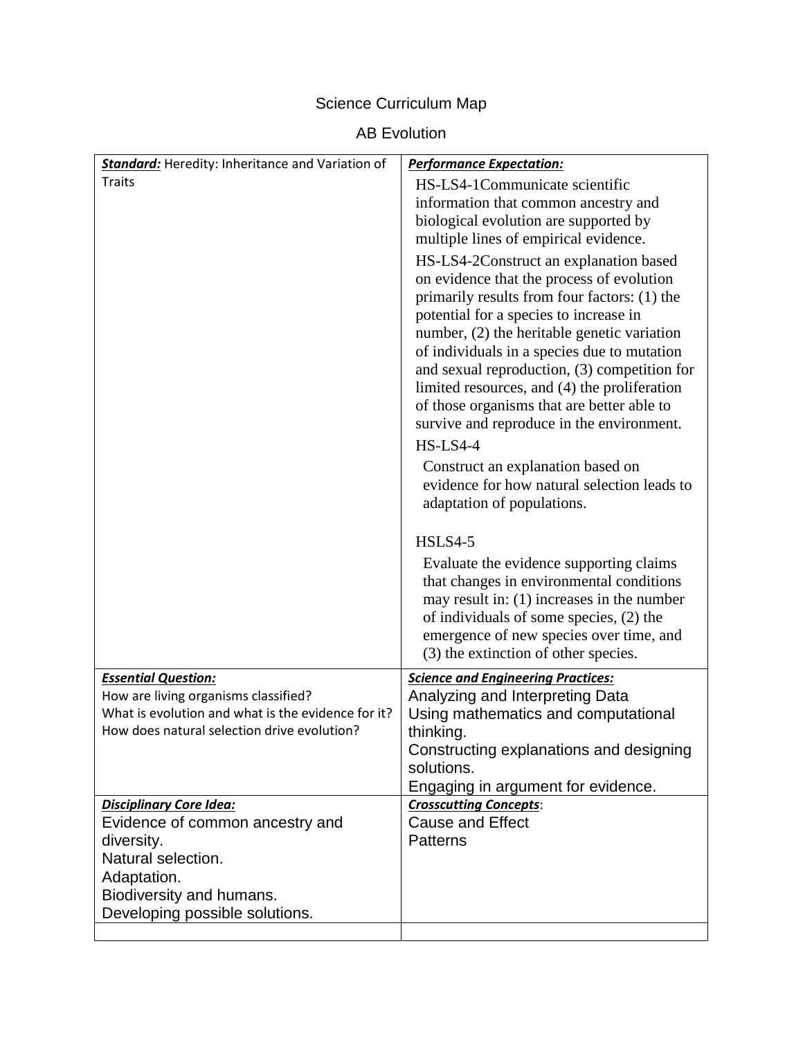Science Curriculum Map

AB Evolution

| | |
|---|---|
| ***Standard:*** Heredity: Inheritance and Variation of Traits | ***Performance Expectation:***<br>HS-LS4-1Communicate scientific information that common ancestry and biological evolution are supported by multiple lines of empirical evidence.<br>HS-LS4-2Construct an explanation based on evidence that the process of evolution primarily results from four factors: (1) the potential for a species to increase in number, (2) the heritable genetic variation of individuals in a species due to mutation and sexual reproduction, (3) competition for limited resources, and (4) the proliferation of those organisms that are better able to survive and reproduce in the environment.<br>HS-LS4-4<br>Construct an explanation based on evidence for how natural selection leads to adaptation of populations.<br>HSLS4-5<br>Evaluate the evidence supporting claims that changes in environmental conditions may result in: (1) increases in the number of individuals of some species, (2) the emergence of new species over time, and (3) the extinction of other species. |
| ***Essential Question:***<br>How are living organisms classified?<br>What is evolution and what is the evidence for it?<br>How does natural selection drive evolution? | ***Science and Engineering Practices:***<br>Analyzing and Interpreting Data<br>Using mathematics and computational thinking.<br>Constructing explanations and designing solutions.<br>Engaging in argument for evidence. |
| ***Disciplinary Core Idea:***<br>Evidence of common ancestry and diversity.<br>Natural selection.<br>Adaptation.<br>Biodiversity and humans.<br>Developing possible solutions. | ***Crosscutting Concepts***:<br>Cause and Effect<br>Patterns |
| | |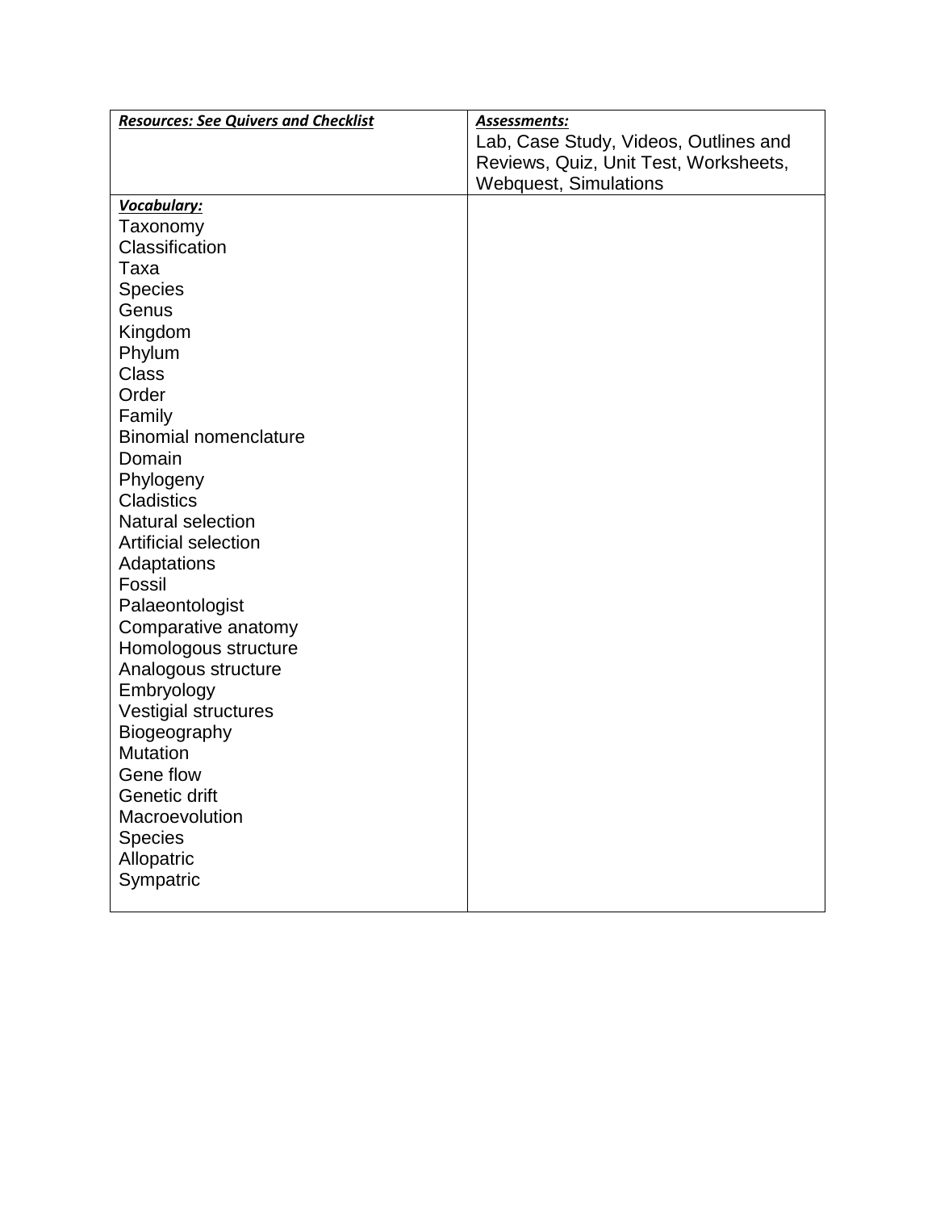| ***Resources: See Quivers and Checklist*** | ***Assessments:*** Lab, Case Study, Videos, Outlines and Reviews, Quiz, Unit Test, Worksheets, Webquest, Simulations |
|---|---|
| ***Vocabulary:*** Taxonomy<br>Classification<br>Taxa<br>Species<br>Genus<br>Kingdom<br>Phylum<br>Class<br>Order<br>Family<br>Binomial nomenclature<br>Domain<br>Phylogeny<br>Cladistics<br>Natural selection<br>Artificial selection<br>Adaptations<br>Fossil<br>Palaeontologist<br>Comparative anatomy<br>Homologous structure<br>Analogous structure<br>Embryology<br>Vestigial structures<br>Biogeography<br>Mutation<br>Gene flow<br>Genetic drift<br>Macroevolution<br>Species<br>Allopatric<br>Sympatric | |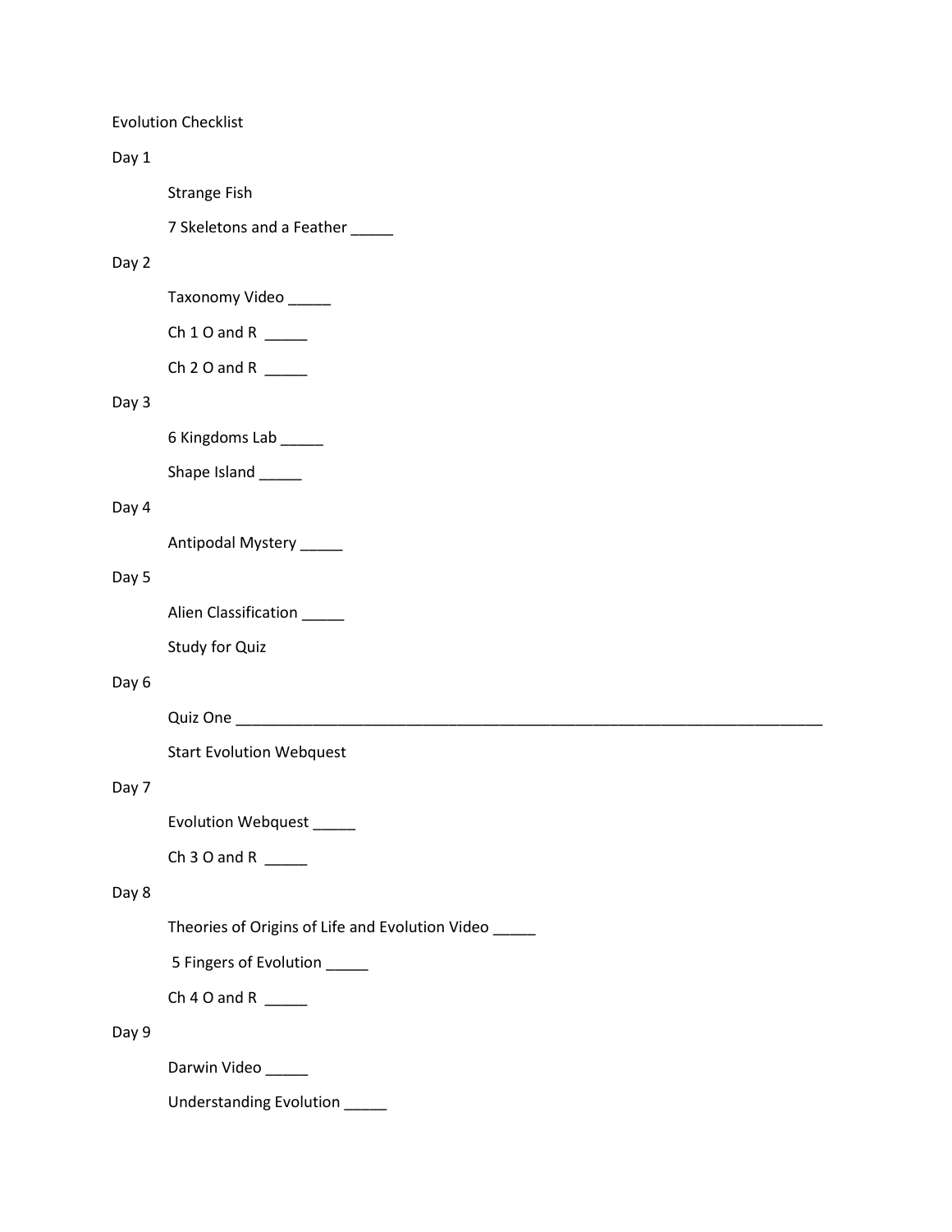Evolution Checklist

Day 1

Strange Fish

7 Skeletons and a Feather _____

Day 2

Taxonomy Video _____

Ch 1 O and R _____

Ch 2 O and R _____

Day 3

6 Kingdoms Lab _____

Shape Island _____

Day 4

Antipodal Mystery _____

Day 5

Alien Classification _____

Study for Quiz

Day 6

Quiz One ___________________________________________________________________________

Start Evolution Webquest

Day 7

Evolution Webquest _____

Ch 3 O and R _____

Day 8

Theories of Origins of Life and Evolution Video _____

5 Fingers of Evolution _____

Ch 4 O and R _____

Day 9

Darwin Video _____

Understanding Evolution _____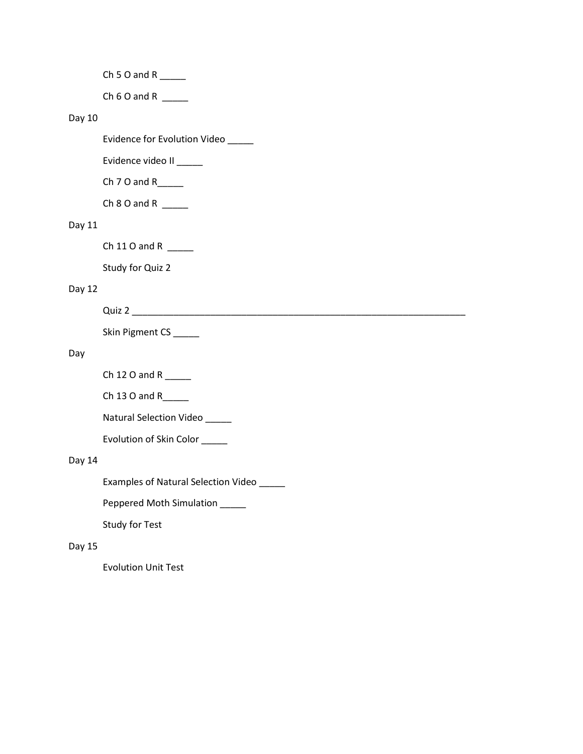Ch 5 O and R _____

Ch 6 O and R _____

Day 10

Evidence for Evolution Video _____

Evidence video II _____

Ch 7 O and R_____

Ch 8 O and R _____

Day 11

Ch 11 O and R _____

Study for Quiz 2

Day 12

Quiz 2 ______________________________________________________________

Skin Pigment CS _____

Day

Ch 12 O and R _____

Ch 13 O and R_____

Natural Selection Video _____

Evolution of Skin Color _____

Day 14

Examples of Natural Selection Video _____

Peppered Moth Simulation _____

Study for Test

Day 15

Evolution Unit Test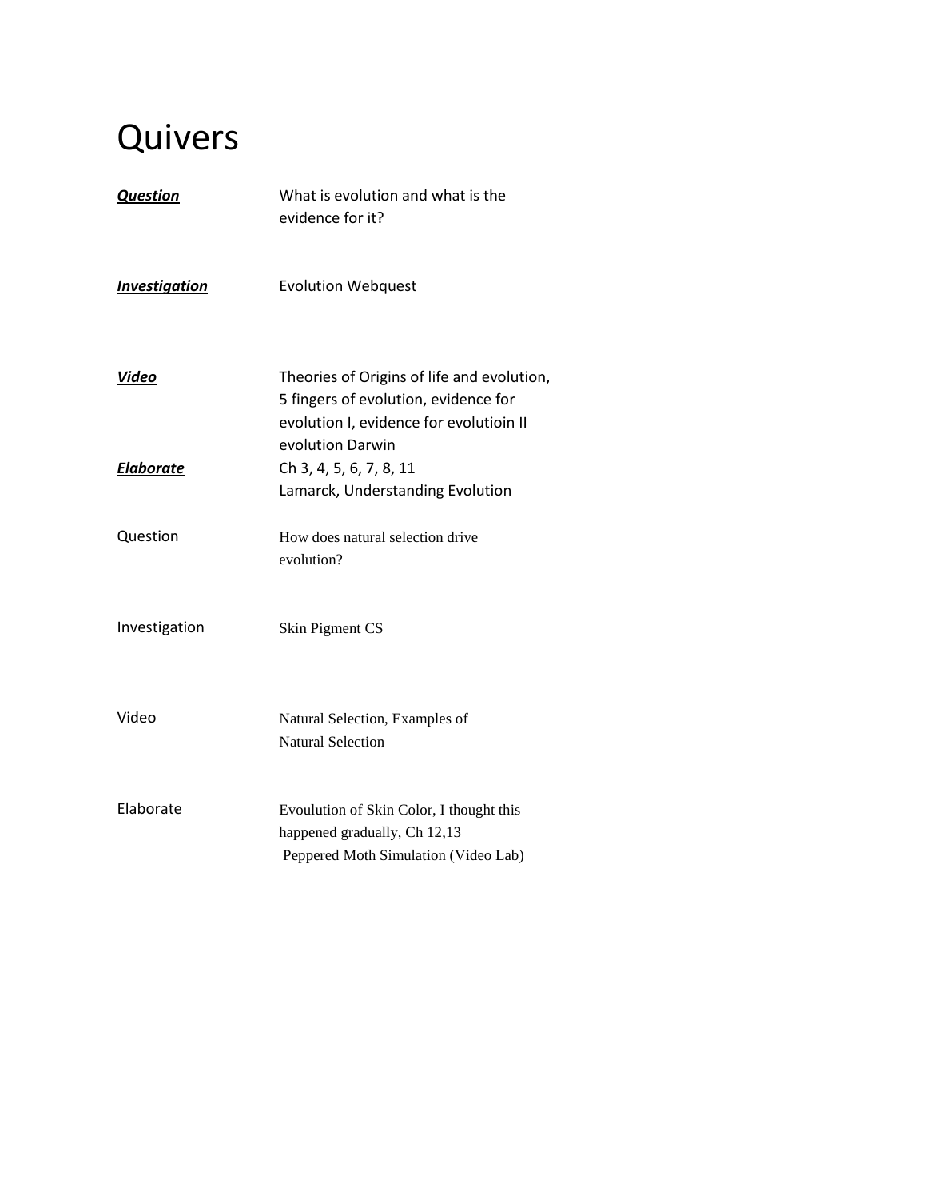# Quivers

| | |
|---|---|
| ***Question*** | What is evolution and what is the evidence for it? |
| ***Investigation*** | Evolution Webquest |
| ***Video*** | Theories of Origins of life and evolution, 5 fingers of evolution, evidence for evolution I, evidence for evolutioin II evolution Darwin |
| ***Elaborate*** | Ch 3, 4, 5, 6, 7, 8, 11 Lamarck, Understanding Evolution |
| Question | How does natural selection drive evolution? |
| Investigation | Skin Pigment CS |
| Video | Natural Selection, Examples of Natural Selection |
| Elaborate | Evoulution of Skin Color, I thought this happened gradually, Ch 12,13 Peppered Moth Simulation (Video Lab) |